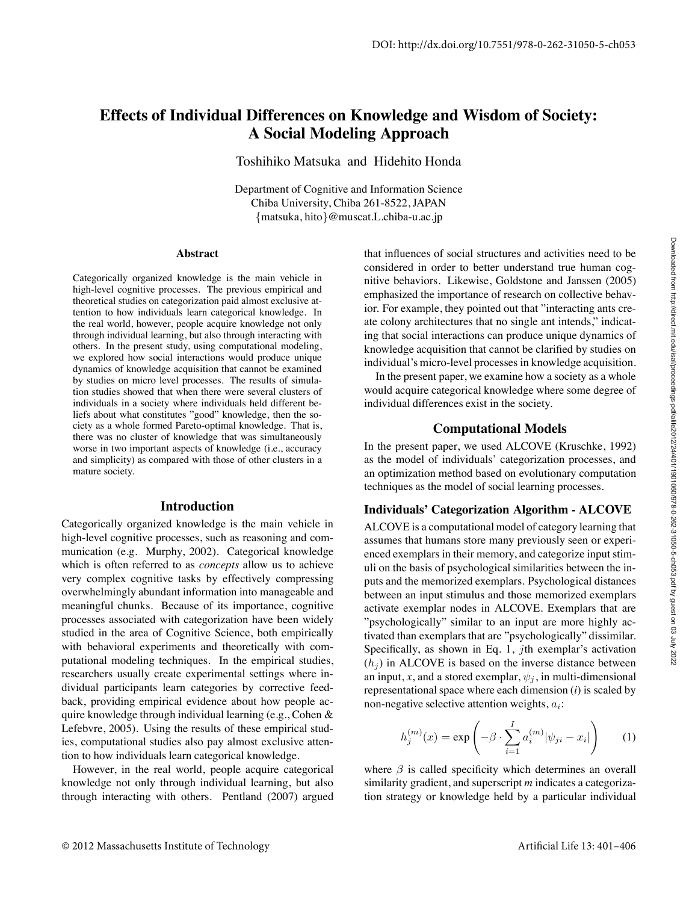# Effects of Individual Differences on Knowledge and Wisdom of Society: A Social Modeling Approach

Toshihiko Matsuka and Hidehito Honda

Department of Cognitive and Information Science
Chiba University, Chiba 261-8522, JAPAN
{matsuka, hito}@muscat.L.chiba-u.ac.jp

### Abstract

Categorically organized knowledge is the main vehicle in high-level cognitive processes. The previous empirical and theoretical studies on categorization paid almost exclusive attention to how individuals learn categorical knowledge. In the real world, however, people acquire knowledge not only through individual learning, but also through interacting with others. In the present study, using computational modeling, we explored how social interactions would produce unique dynamics of knowledge acquisition that cannot be examined by studies on micro level processes. The results of simulation studies showed that when there were several clusters of individuals in a society where individuals held different beliefs about what constitutes "good" knowledge, then the society as a whole formed Pareto-optimal knowledge. That is, there was no cluster of knowledge that was simultaneously worse in two important aspects of knowledge (i.e., accuracy and simplicity) as compared with those of other clusters in a mature society.

## Introduction

Categorically organized knowledge is the main vehicle in high-level cognitive processes, such as reasoning and communication (e.g. Murphy, 2002). Categorical knowledge which is often referred to as *concepts* allow us to achieve very complex cognitive tasks by effectively compressing overwhelmingly abundant information into manageable and meaningful chunks. Because of its importance, cognitive processes associated with categorization have been widely studied in the area of Cognitive Science, both empirically with behavioral experiments and theoretically with computational modeling techniques. In the empirical studies, researchers usually create experimental settings where individual participants learn categories by corrective feedback, providing empirical evidence about how people acquire knowledge through individual learning (e.g., Cohen & Lefebvre, 2005). Using the results of these empirical studies, computational studies also pay almost exclusive attention to how individuals learn categorical knowledge.

However, in the real world, people acquire categorical knowledge not only through individual learning, but also through interacting with others. Pentland (2007) argued that influences of social structures and activities need to be considered in order to better understand true human cognitive behaviors. Likewise, Goldstone and Janssen (2005) emphasized the importance of research on collective behavior. For example, they pointed out that "interacting ants create colony architectures that no single ant intends," indicating that social interactions can produce unique dynamics of knowledge acquisition that cannot be clarified by studies on individual's micro-level processes in knowledge acquisition.

In the present paper, we examine how a society as a whole would acquire categorical knowledge where some degree of individual differences exist in the society.

## Computational Models

In the present paper, we used ALCOVE (Kruschke, 1992) as the model of individuals' categorization processes, and an optimization method based on evolutionary computation techniques as the model of social learning processes.

### Individuals' Categorization Algorithm - ALCOVE

ALCOVE is a computational model of category learning that assumes that humans store many previously seen or experienced exemplars in their memory, and categorize input stimuli on the basis of psychological similarities between the inputs and the memorized exemplars. Psychological distances between an input stimulus and those memorized exemplars activate exemplar nodes in ALCOVE. Exemplars that are "psychologically" similar to an input are more highly activated than exemplars that are "psychologically" dissimilar. Specifically, as shown in Eq. 1, $j$th exemplar's activation ($h_j$) in ALCOVE is based on the inverse distance between an input, $x$, and a stored exemplar, $\psi_j$, in multi-dimensional representational space where each dimension ($i$) is scaled by non-negative selective attention weights, $a_i$:

$$h_j^{(m)}(x) = \exp\left(-\beta \cdot \sum_{i=1}^{I} a_i^{(m)} |\psi_{ji} - x_i|\right) \qquad (1)$$

where $\beta$ is called specificity which determines an overall similarity gradient, and superscript *m* indicates a categorization strategy or knowledge held by a particular individual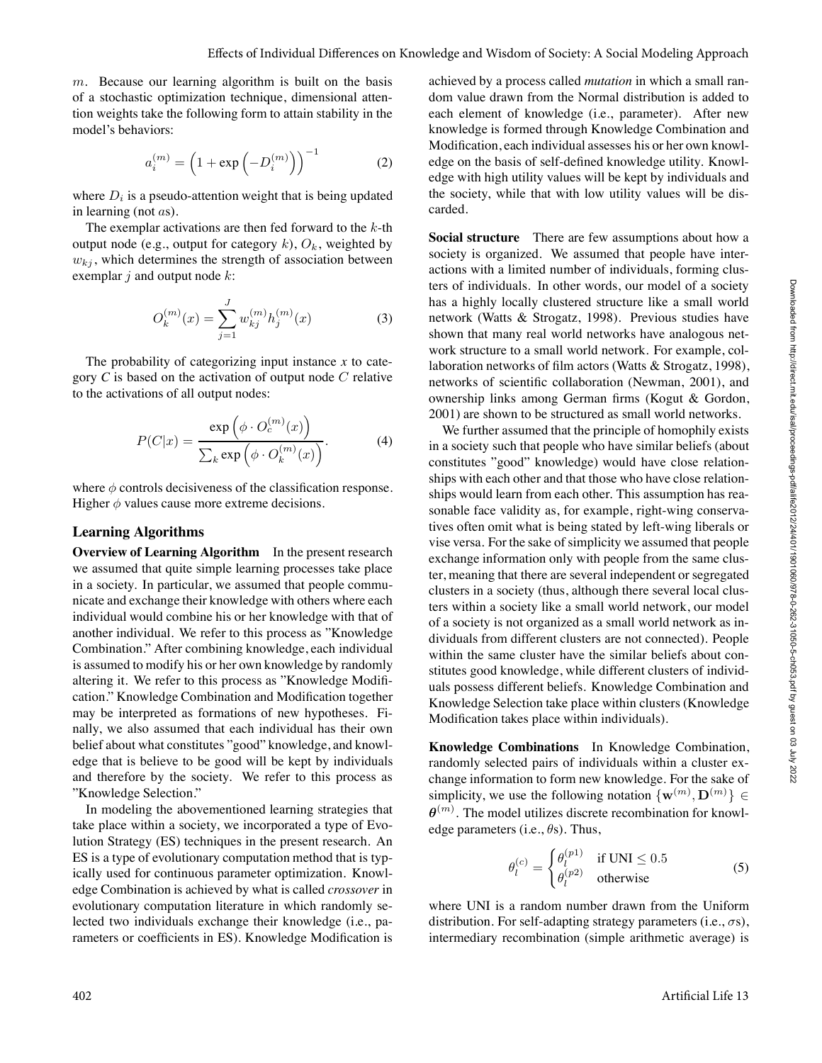$m$. Because our learning algorithm is built on the basis of a stochastic optimization technique, dimensional attention weights take the following form to attain stability in the model's behaviors:

$$a_i^{(m)} = \left(1 + \exp\left(-D_i^{(m)}\right)\right)^{-1} \tag{2}$$

where $D_i$ is a pseudo-attention weight that is being updated in learning (not $a$s).

The exemplar activations are then fed forward to the $k$-th output node (e.g., output for category $k$), $O_k$, weighted by $w_{kj}$, which determines the strength of association between exemplar $j$ and output node $k$:

$$O_k^{(m)}(x) = \sum_{j=1}^{J} w_{kj}^{(m)} h_j^{(m)}(x) \tag{3}$$

The probability of categorizing input instance $x$ to category $C$ is based on the activation of output node $C$ relative to the activations of all output nodes:

$$P(C|x) = \frac{\exp\left(\phi \cdot O_c^{(m)}(x)\right)}{\sum_k \exp\left(\phi \cdot O_k^{(m)}(x)\right)}. \tag{4}$$

where $\phi$ controls decisiveness of the classification response. Higher $\phi$ values cause more extreme decisions.

## Learning Algorithms

**Overview of Learning Algorithm** In the present research we assumed that quite simple learning processes take place in a society. In particular, we assumed that people communicate and exchange their knowledge with others where each individual would combine his or her knowledge with that of another individual. We refer to this process as "Knowledge Combination." After combining knowledge, each individual is assumed to modify his or her own knowledge by randomly altering it. We refer to this process as "Knowledge Modification." Knowledge Combination and Modification together may be interpreted as formations of new hypotheses. Finally, we also assumed that each individual has their own belief about what constitutes "good" knowledge, and knowledge that is believe to be good will be kept by individuals and therefore by the society. We refer to this process as "Knowledge Selection."

In modeling the abovementioned learning strategies that take place within a society, we incorporated a type of Evolution Strategy (ES) techniques in the present research. An ES is a type of evolutionary computation method that is typically used for continuous parameter optimization. Knowledge Combination is achieved by what is called *crossover* in evolutionary computation literature in which randomly selected two individuals exchange their knowledge (i.e., parameters or coefficients in ES). Knowledge Modification is achieved by a process called *mutation* in which a small random value drawn from the Normal distribution is added to each element of knowledge (i.e., parameter). After new knowledge is formed through Knowledge Combination and Modification, each individual assesses his or her own knowledge on the basis of self-defined knowledge utility. Knowledge with high utility values will be kept by individuals and the society, while that with low utility values will be discarded.

**Social structure** There are few assumptions about how a society is organized. We assumed that people have interactions with a limited number of individuals, forming clusters of individuals. In other words, our model of a society has a highly locally clustered structure like a small world network (Watts & Strogatz, 1998). Previous studies have shown that many real world networks have analogous network structure to a small world network. For example, collaboration networks of film actors (Watts & Strogatz, 1998), networks of scientific collaboration (Newman, 2001), and ownership links among German firms (Kogut & Gordon, 2001) are shown to be structured as small world networks.

We further assumed that the principle of homophily exists in a society such that people who have similar beliefs (about constitutes "good" knowledge) would have close relationships with each other and that those who have close relationships would learn from each other. This assumption has reasonable face validity as, for example, right-wing conservatives often omit what is being stated by left-wing liberals or vise versa. For the sake of simplicity we assumed that people exchange information only with people from the same cluster, meaning that there are several independent or segregated clusters in a society (thus, although there several local clusters within a society like a small world network, our model of a society is not organized as a small world network as individuals from different clusters are not connected). People within the same cluster have the similar beliefs about constitutes good knowledge, while different clusters of individuals possess different beliefs. Knowledge Combination and Knowledge Selection take place within clusters (Knowledge Modification takes place within individuals).

**Knowledge Combinations** In Knowledge Combination, randomly selected pairs of individuals within a cluster exchange information to form new knowledge. For the sake of simplicity, we use the following notation $\{\mathbf{w}^{(m)}, \mathbf{D}^{(m)}\} \in \boldsymbol{\theta}^{(m)}$. The model utilizes discrete recombination for knowledge parameters (i.e., $\theta$s). Thus,

$$\theta_l^{(c)} = \begin{cases} \theta_l^{(p1)} & \text{if UNI} \leq 0.5 \\ \theta_l^{(p2)} & \text{otherwise} \end{cases} \tag{5}$$

where UNI is a random number drawn from the Uniform distribution. For self-adapting strategy parameters (i.e., $\sigma$s), intermediary recombination (simple arithmetic average) is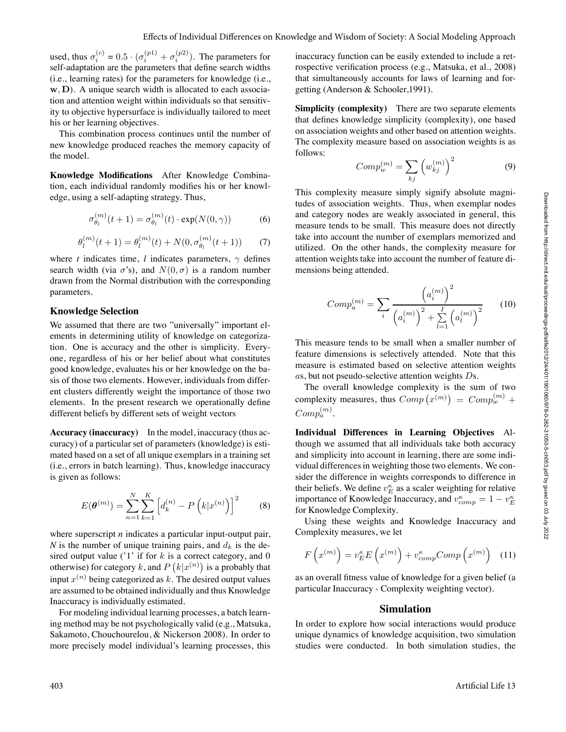used, thus $\sigma_i^{(c)} = 0.5 \cdot (\sigma_i^{(p1)} + \sigma_i^{(p2)})$. The parameters for self-adaptation are the parameters that define search widths (i.e., learning rates) for the parameters for knowledge (i.e., $\mathbf{w}, \mathbf{D}$). A unique search width is allocated to each association and attention weight within individuals so that sensitivity to objective hypersurface is individually tailored to meet his or her learning objectives.

This combination process continues until the number of new knowledge produced reaches the memory capacity of the model.

**Knowledge Modifications** After Knowledge Combination, each individual randomly modifies his or her knowledge, using a self-adapting strategy. Thus,

$$\sigma_{\theta_l}^{(m)}(t+1) = \sigma_{\theta_l}^{(m)}(t) \cdot \exp(N(0, \gamma)) \tag{6}$$

$$\theta_l^{(m)}(t+1) = \theta_l^{(m)}(t) + N(0, \sigma_{\theta_l}^{(m)}(t+1)) \tag{7}$$

where $t$ indicates time, $l$ indicates parameters, $\gamma$ defines search width (via $\sigma$'s), and $N(0, \sigma)$ is a random number drawn from the Normal distribution with the corresponding parameters.

### Knowledge Selection

We assumed that there are two "universally" important elements in determining utility of knowledge on categorization. One is accuracy and the other is simplicity. Everyone, regardless of his or her belief about what constitutes good knowledge, evaluates his or her knowledge on the basis of those two elements. However, individuals from different clusters differently weight the importance of those two elements. In the present research we operationally define different beliefs by different sets of weight vectors

**Accuracy (inaccuracy)** In the model, inaccuracy (thus accuracy) of a particular set of parameters (knowledge) is estimated based on a set of all unique exemplars in a training set (i.e., errors in batch learning). Thus, knowledge inaccuracy is given as follows:

$$E(\boldsymbol{\theta}^{(m)}) = \sum_{n=1}^{N} \sum_{k=1}^{K} \left[ d_k^{(n)} - P\left(k|x^{(n)}\right) \right]^2 \tag{8}$$

where superscript $n$ indicates a particular input-output pair, $N$ is the number of unique training pairs, and $d_k$ is the desired output value ('1' if for $k$ is a correct category, and 0 otherwise) for category $k$, and $P\left(k|x^{(n)}\right)$ is a probably that input $x^{(n)}$ being categorized as $k$. The desired output values are assumed to be obtained individually and thus Knowledge Inaccuracy is individually estimated.

For modeling individual learning processes, a batch learning method may be not psychologically valid (e.g., Matsuka, Sakamoto, Chouchourelou, & Nickerson 2008). In order to more precisely model individual's learning processes, this inaccuracy function can be easily extended to include a retrospective verification process (e.g., Matsuka, et al., 2008) that simultaneously accounts for laws of learning and forgetting (Anderson & Schooler,1991).

**Simplicity (complexity)** There are two separate elements that defines knowledge simplicity (complexity), one based on association weights and other based on attention weights. The complexity measure based on association weights is as follows:

$$Comp_w^{(m)} = \sum_{kj} \left( w_{kj}^{(m)} \right)^2 \tag{9}$$

This complexity measure simply signify absolute magnitudes of association weights. Thus, when exemplar nodes and category nodes are weakly associated in general, this measure tends to be small. This measure does not directly take into account the number of exemplars memorized and utilized. On the other hands, the complexity measure for attention weights take into account the number of feature dimensions being attended.

$$Comp_a^{(m)} = \sum_i \frac{\left(a_i^{(m)}\right)^2}{\left(a_i^{(m)}\right)^2 + \sum_{l=1}^{I} \left(a_l^{(m)}\right)^2} \tag{10}$$

This measure tends to be small when a smaller number of feature dimensions is selectively attended. Note that this measure is estimated based on selective attention weights $a$s, but not pseudo-selective attention weights $D$s.

The overall knowledge complexity is the sum of two complexity measures, thus $Comp\left(x^{(m)}\right) = Comp_w^{(m)} + Comp_a^{(m)}$.

**Individual Differences in Learning Objectives** Although we assumed that all individuals take both accuracy and simplicity into account in learning, there are some individual differences in weighting those two elements. We consider the difference in weights corresponds to difference in their beliefs. We define $v_E^{\kappa}$ as a scaler weighting for relative importance of Knowledge Inaccuracy, and $v_{comp}^{\kappa} = 1 - v_E^{\kappa}$ for Knowledge Complexity.

Using these weights and Knowledge Inaccuracy and Complexity measures, we let

$$F\left(x^{(m)}\right) = v_E^{\kappa} E\left(x^{(m)}\right) + v_{comp}^{\kappa} Comp\left(x^{(m)}\right) \tag{11}$$

as an overall fitness value of knowledge for a given belief (a particular Inaccuracy - Complexity weighting vector).

## Simulation

In order to explore how social interactions would produce unique dynamics of knowledge acquisition, two simulation studies were conducted. In both simulation studies, the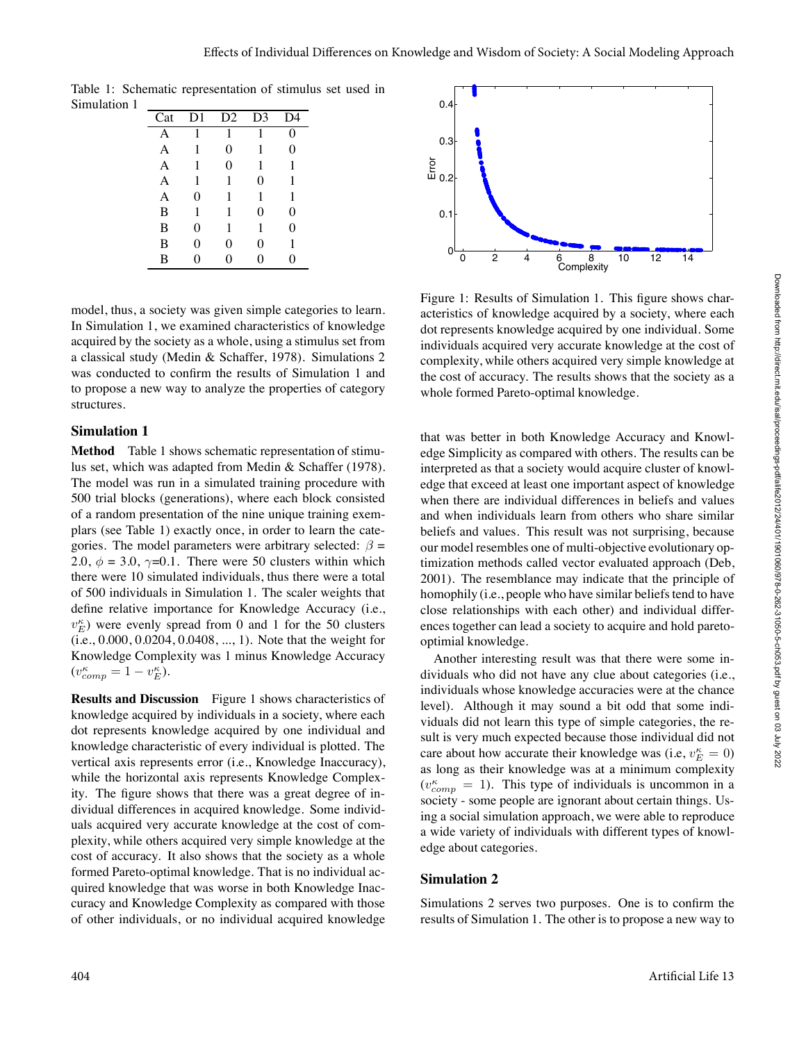Table 1: Schematic representation of stimulus set used in Simulation 1

| Cat | D1 | D2 | D3 | D4 |
|---|---|---|---|---|
| A | 1 | 1 | 1 | 0 |
| A | 1 | 0 | 1 | 0 |
| A | 1 | 0 | 1 | 1 |
| A | 1 | 1 | 0 | 1 |
| A | 0 | 1 | 1 | 1 |
| B | 1 | 1 | 0 | 0 |
| B | 0 | 1 | 1 | 0 |
| B | 0 | 0 | 0 | 1 |
| B | 0 | 0 | 0 | 0 |

model, thus, a society was given simple categories to learn. In Simulation 1, we examined characteristics of knowledge acquired by the society as a whole, using a stimulus set from a classical study (Medin & Schaffer, 1978). Simulations 2 was conducted to confirm the results of Simulation 1 and to propose a new way to analyze the properties of category structures.

## Simulation 1

**Method** Table 1 shows schematic representation of stimulus set, which was adapted from Medin & Schaffer (1978). The model was run in a simulated training procedure with 500 trial blocks (generations), where each block consisted of a random presentation of the nine unique training exemplars (see Table 1) exactly once, in order to learn the categories. The model parameters were arbitrary selected: $\beta$ = 2.0, $\phi$ = 3.0, $\gamma$=0.1. There were 50 clusters within which there were 10 simulated individuals, thus there were a total of 500 individuals in Simulation 1. The scaler weights that define relative importance for Knowledge Accuracy (i.e., $v_E^\kappa$) were evenly spread from 0 and 1 for the 50 clusters (i.e., 0.000, 0.0204, 0.0408, ..., 1). Note that the weight for Knowledge Complexity was 1 minus Knowledge Accuracy ($v_{comp}^\kappa = 1 - v_E^\kappa$).

**Results and Discussion** Figure 1 shows characteristics of knowledge acquired by individuals in a society, where each dot represents knowledge acquired by one individual and knowledge characteristic of every individual is plotted. The vertical axis represents error (i.e., Knowledge Inaccuracy), while the horizontal axis represents Knowledge Complexity. The figure shows that there was a great degree of individual differences in acquired knowledge. Some individuals acquired very accurate knowledge at the cost of complexity, while others acquired very simple knowledge at the cost of accuracy. It also shows that the society as a whole formed Pareto-optimal knowledge. That is no individual acquired knowledge that was worse in both Knowledge Inaccuracy and Knowledge Complexity as compared with those of other individuals, or no individual acquired knowledge that was better in both Knowledge Accuracy and Knowledge Simplicity as compared with others. The results can be interpreted as that a society would acquire cluster of knowledge that exceed at least one important aspect of knowledge when there are individual differences in beliefs and values and when individuals learn from others who share similar beliefs and values. This result was not surprising, because our model resembles one of multi-objective evolutionary optimization methods called vector evaluated approach (Deb, 2001). The resemblance may indicate that the principle of homophily (i.e., people who have similar beliefs tend to have close relationships with each other) and individual differences together can lead a society to acquire and hold pareto-optimial knowledge.

Figure 1: Results of Simulation 1. This figure shows characteristics of knowledge acquired by a society, where each dot represents knowledge acquired by one individual. Some individuals acquired very accurate knowledge at the cost of complexity, while others acquired very simple knowledge at the cost of accuracy. The results shows that the society as a whole formed Pareto-optimal knowledge.

Another interesting result was that there were some individuals who did not have any clue about categories (i.e., individuals whose knowledge accuracies were at the chance level). Although it may sound a bit odd that some individuals did not learn this type of simple categories, the result is very much expected because those individual did not care about how accurate their knowledge was (i.e, $v_E^\kappa = 0$) as long as their knowledge was at a minimum complexity ($v_{comp}^\kappa = 1$). This type of individuals is uncommon in a society - some people are ignorant about certain things. Using a social simulation approach, we were able to reproduce a wide variety of individuals with different types of knowledge about categories.

## Simulation 2

Simulations 2 serves two purposes. One is to confirm the results of Simulation 1. The other is to propose a new way to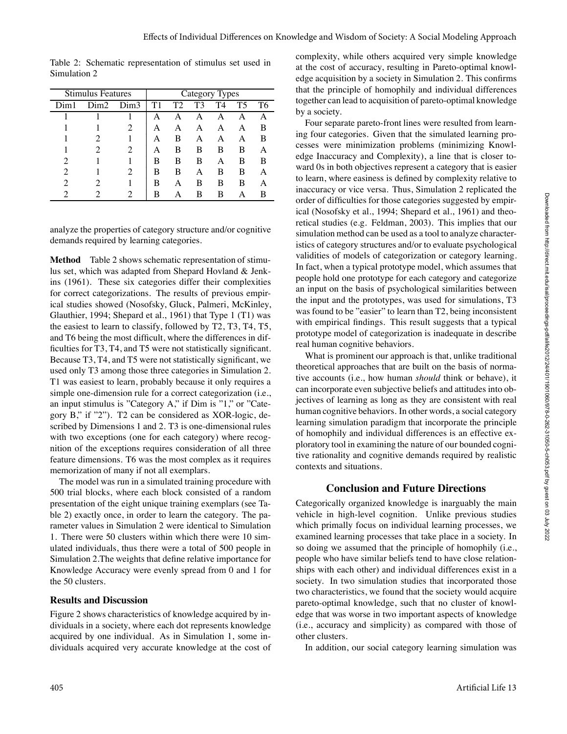Table 2: Schematic representation of stimulus set used in Simulation 2

| Stimulus Features | | | Category Types | | | | | |
|---|---|---|---|---|---|---|---|---|
| Dim1 | Dim2 | Dim3 | T1 | T2 | T3 | T4 | T5 | T6 |
| 1 | 1 | 1 | A | A | A | A | A | A |
| 1 | 1 | 2 | A | A | A | A | A | B |
| 1 | 2 | 1 | A | B | A | A | A | B |
| 1 | 2 | 2 | A | B | B | B | B | A |
| 2 | 1 | 1 | B | B | B | A | B | B |
| 2 | 1 | 2 | B | B | A | B | B | A |
| 2 | 2 | 1 | B | A | B | B | B | A |
| 2 | 2 | 2 | B | A | B | B | A | B |

analyze the properties of category structure and/or cognitive demands required by learning categories.

**Method** Table 2 shows schematic representation of stimulus set, which was adapted from Shepard Hovland & Jenkins (1961). These six categories differ their complexities for correct categorizations. The results of previous empirical studies showed (Nosofsky, Gluck, Palmeri, McKinley, Glauthier, 1994; Shepard et al., 1961) that Type 1 (T1) was the easiest to learn to classify, followed by T2, T3, T4, T5, and T6 being the most difficult, where the differences in difficulties for T3, T4, and T5 were not statistically significant. Because T3, T4, and T5 were not statistically significant, we used only T3 among those three categories in Simulation 2. T1 was easiest to learn, probably because it only requires a simple one-dimension rule for a correct categorization (i.e., an input stimulus is "Category A," if Dim is "1," or "Category B," if "2"). T2 can be considered as XOR-logic, described by Dimensions 1 and 2. T3 is one-dimensional rules with two exceptions (one for each category) where recognition of the exceptions requires consideration of all three feature dimensions. T6 was the most complex as it requires memorization of many if not all exemplars.

The model was run in a simulated training procedure with 500 trial blocks, where each block consisted of a random presentation of the eight unique training exemplars (see Table 2) exactly once, in order to learn the category. The parameter values in Simulation 2 were identical to Simulation 1. There were 50 clusters within which there were 10 simulated individuals, thus there were a total of 500 people in Simulation 2.The weights that define relative importance for Knowledge Accuracy were evenly spread from 0 and 1 for the 50 clusters.

### Results and Discussion

Figure 2 shows characteristics of knowledge acquired by individuals in a society, where each dot represents knowledge acquired by one individual. As in Simulation 1, some individuals acquired very accurate knowledge at the cost of complexity, while others acquired very simple knowledge at the cost of accuracy, resulting in Pareto-optimal knowledge acquisition by a society in Simulation 2. This confirms that the principle of homophily and individual differences together can lead to acquisition of pareto-optimal knowledge by a society.

Four separate pareto-front lines were resulted from learning four categories. Given that the simulated learning processes were minimization problems (minimizing Knowledge Inaccuracy and Complexity), a line that is closer toward 0s in both objectives represent a category that is easier to learn, where easiness is defined by complexity relative to inaccuracy or vice versa. Thus, Simulation 2 replicated the order of difficulties for those categories suggested by empirical (Nosofsky et al., 1994; Shepard et al., 1961) and theoretical studies (e.g. Feldman, 2003). This implies that our simulation method can be used as a tool to analyze characteristics of category structures and/or to evaluate psychological validities of models of categorization or category learning. In fact, when a typical prototype model, which assumes that people hold one prototype for each category and categorize an input on the basis of psychological similarities between the input and the prototypes, was used for simulations, T3 was found to be "easier" to learn than T2, being inconsistent with empirical findings. This result suggests that a typical prototype model of categorization is inadequate in describe real human cognitive behaviors.

What is prominent our approach is that, unlike traditional theoretical approaches that are built on the basis of normative accounts (i.e., how human *should* think or behave), it can incorporate even subjective beliefs and attitudes into objectives of learning as long as they are consistent with real human cognitive behaviors. In other words, a social category learning simulation paradigm that incorporate the principle of homophily and individual differences is an effective exploratory tool in examining the nature of our bounded cognitive rationality and cognitive demands required by realistic contexts and situations.

## Conclusion and Future Directions

Categorically organized knowledge is inarguably the main vehicle in high-level cognition. Unlike previous studies which primally focus on individual learning processes, we examined learning processes that take place in a society. In so doing we assumed that the principle of homophily (i.e., people who have similar beliefs tend to have close relationships with each other) and individual differences exist in a society. In two simulation studies that incorporated those two characteristics, we found that the society would acquire pareto-optimal knowledge, such that no cluster of knowledge that was worse in two important aspects of knowledge (i.e., accuracy and simplicity) as compared with those of other clusters.

In addition, our social category learning simulation was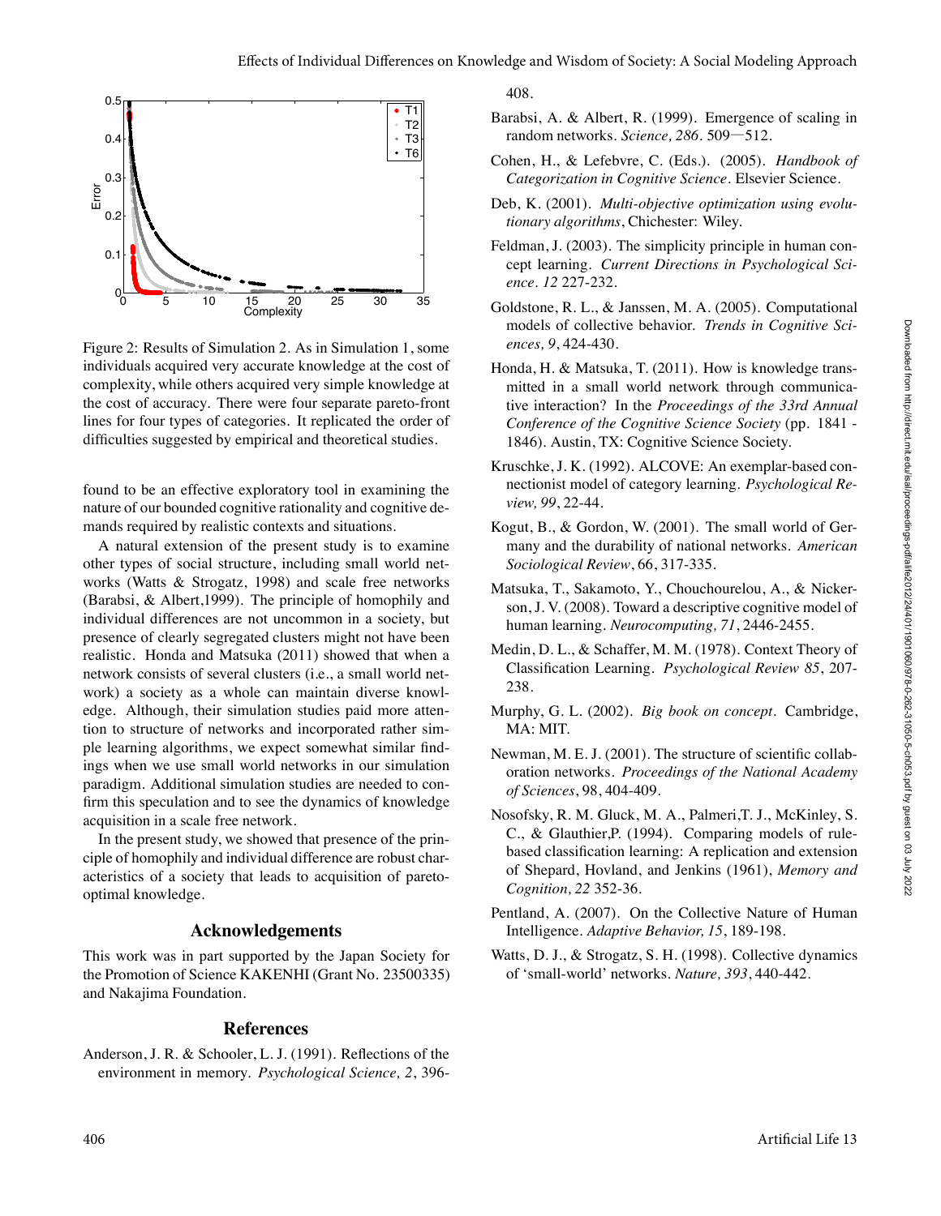0.5
0.4
0.3
0.2
0.1
0
Error
0 5 10 15 20 25 30 35
Complexity
T1
T2
T3
T6

Figure 2: Results of Simulation 2. As in Simulation 1, some individuals acquired very accurate knowledge at the cost of complexity, while others acquired very simple knowledge at the cost of accuracy. There were four separate pareto-front lines for four types of categories. It replicated the order of difficulties suggested by empirical and theoretical studies.

found to be an effective exploratory tool in examining the nature of our bounded cognitive rationality and cognitive demands required by realistic contexts and situations.

A natural extension of the present study is to examine other types of social structure, including small world networks (Watts & Strogatz, 1998) and scale free networks (Barabsi, & Albert,1999). The principle of homophily and individual differences are not uncommon in a society, but presence of clearly segregated clusters might not have been realistic. Honda and Matsuka (2011) showed that when a network consists of several clusters (i.e., a small world network) a society as a whole can maintain diverse knowledge. Although, their simulation studies paid more attention to structure of networks and incorporated rather simple learning algorithms, we expect somewhat similar findings when we use small world networks in our simulation paradigm. Additional simulation studies are needed to confirm this speculation and to see the dynamics of knowledge acquisition in a scale free network.

In the present study, we showed that presence of the principle of homophily and individual difference are robust characteristics of a society that leads to acquisition of pareto-optimal knowledge.

## Acknowledgements

This work was in part supported by the Japan Society for the Promotion of Science KAKENHI (Grant No. 23500335) and Nakajima Foundation.

## References

Anderson, J. R. & Schooler, L. J. (1991). Reflections of the environment in memory. *Psychological Science, 2*, 396-408.

Barabsi, A. & Albert, R. (1999). Emergence of scaling in random networks. *Science, 286*. 509—512.

Cohen, H., & Lefebvre, C. (Eds.). (2005). *Handbook of Categorization in Cognitive Science*. Elsevier Science.

Deb, K. (2001). *Multi-objective optimization using evolutionary algorithms*, Chichester: Wiley.

Feldman, J. (2003). The simplicity principle in human concept learning. *Current Directions in Psychological Science. 12* 227-232.

Goldstone, R. L., & Janssen, M. A. (2005). Computational models of collective behavior. *Trends in Cognitive Sciences, 9*, 424-430.

Honda, H. & Matsuka, T. (2011). How is knowledge transmitted in a small world network through communicative interaction? In the *Proceedings of the 33rd Annual Conference of the Cognitive Science Society* (pp. 1841 - 1846). Austin, TX: Cognitive Science Society.

Kruschke, J. K. (1992). ALCOVE: An exemplar-based connectionist model of category learning. *Psychological Review, 99*, 22-44.

Kogut, B., & Gordon, W. (2001). The small world of Germany and the durability of national networks. *American Sociological Review*, 66, 317-335.

Matsuka, T., Sakamoto, Y., Chouchourelou, A., & Nickerson, J. V. (2008). Toward a descriptive cognitive model of human learning. *Neurocomputing, 71*, 2446-2455.

Medin, D. L., & Schaffer, M. M. (1978). Context Theory of Classification Learning. *Psychological Review 85*, 207-238.

Murphy, G. L. (2002). *Big book on concept*. Cambridge, MA: MIT.

Newman, M. E. J. (2001). The structure of scientific collaboration networks. *Proceedings of the National Academy of Sciences*, 98, 404-409.

Nosofsky, R. M. Gluck, M. A., Palmeri,T. J., McKinley, S. C., & Glauthier,P. (1994). Comparing models of rule-based classification learning: A replication and extension of Shepard, Hovland, and Jenkins (1961), *Memory and Cognition, 22* 352-36.

Pentland, A. (2007). On the Collective Nature of Human Intelligence. *Adaptive Behavior, 15*, 189-198.

Watts, D. J., & Strogatz, S. H. (1998). Collective dynamics of 'small-world' networks. *Nature, 393*, 440-442.